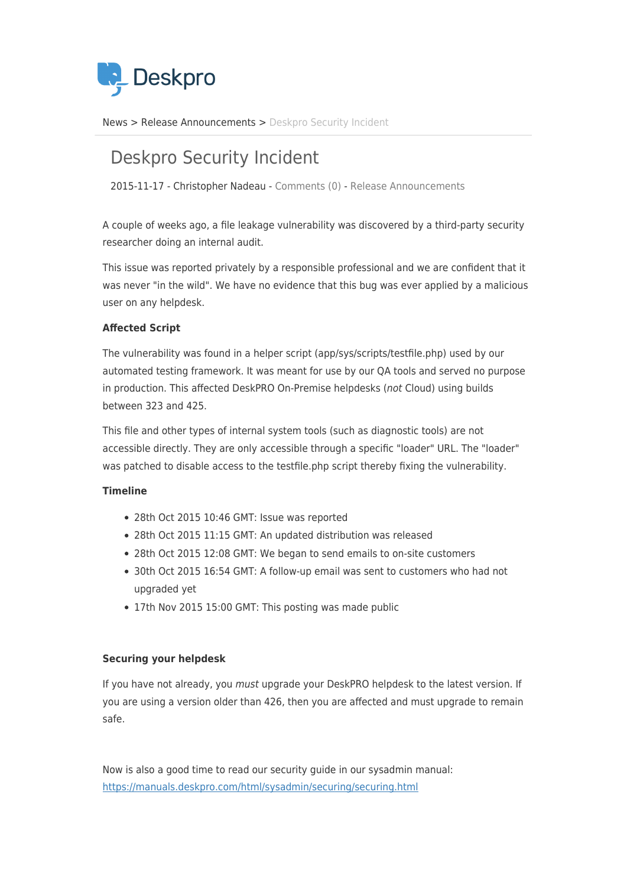Deskpro

News > Release Announcements > Deskpro Security Incident

# Deskpro Security Incident

2015-11-17 - Christopher Nadeau - Comments (0) - Release Announcements

A couple of weeks ago, a file leakage vulnerability was discovered by a third-party security researcher doing an internal audit.

This issue was reported privately by a responsible professional and we are confident that it was never "in the wild". We have no evidence that this bug was ever applied by a malicious user on any helpdesk.

**Affected Script**

The vulnerability was found in a helper script (app/sys/scripts/testfile.php) used by our automated testing framework. It was meant for use by our QA tools and served no purpose in production. This affected DeskPRO On-Premise helpdesks (*not* Cloud) using builds between 323 and 425.

This file and other types of internal system tools (such as diagnostic tools) are not accessible directly. They are only accessible through a specific "loader" URL. The "loader" was patched to disable access to the testfile.php script thereby fixing the vulnerability.

**Timeline**

- 28th Oct 2015 10:46 GMT: Issue was reported
- 28th Oct 2015 11:15 GMT: An updated distribution was released
- 28th Oct 2015 12:08 GMT: We began to send emails to on-site customers
- 30th Oct 2015 16:54 GMT: A follow-up email was sent to customers who had not upgraded yet
- 17th Nov 2015 15:00 GMT: This posting was made public

**Securing your helpdesk**

If you have not already, you *must* upgrade your DeskPRO helpdesk to the latest version. If you are using a version older than 426, then you are affected and must upgrade to remain safe.

Now is also a good time to read our security guide in our sysadmin manual: [https://manuals.deskpro.com/html/sysadmin/securing/securing.html](https://manuals.deskpro.com/html/sysadmin/securing/securing.html)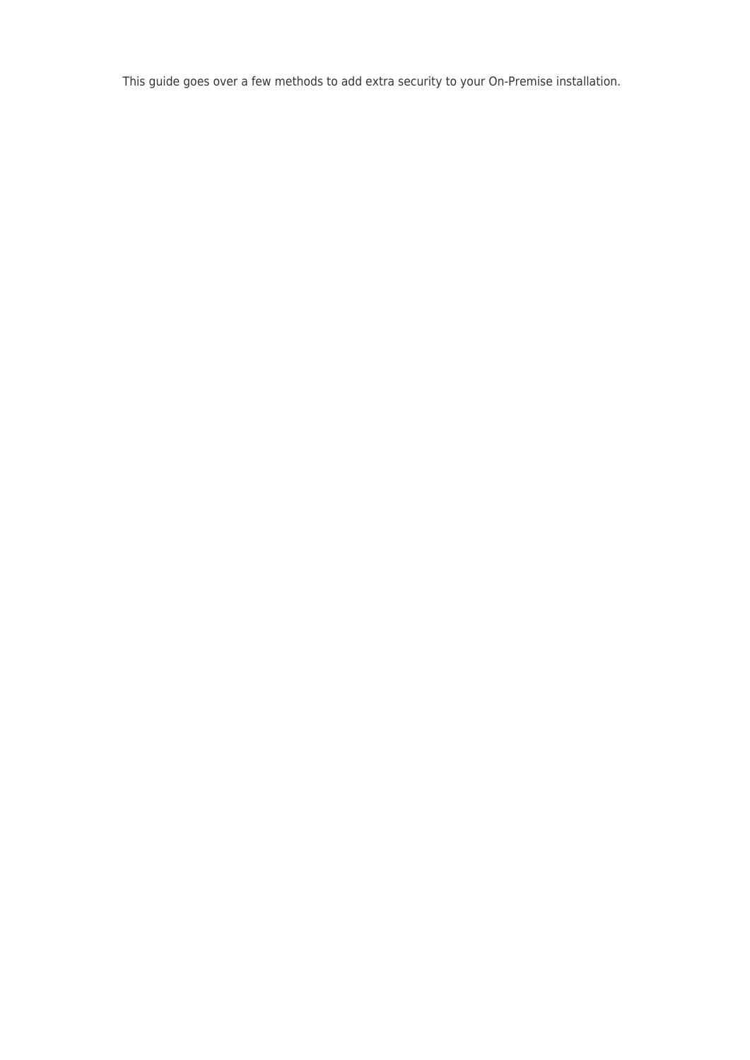This guide goes over a few methods to add extra security to your On-Premise installation.